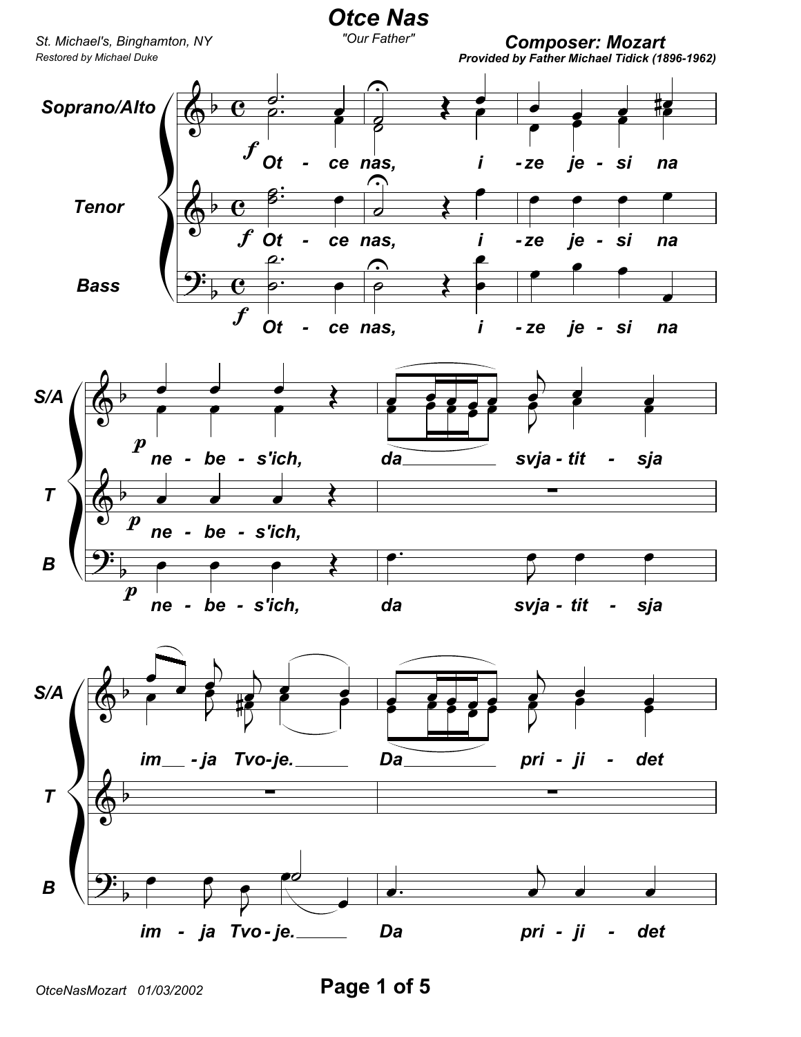# Otce Nas

"Our Father"

St. Michael's, Binghamton, NY
Restored by Michael Duke

**Composer: Mozart**
**Provided by Father Michael Tidick (1896-1962)**

Soprano/Alto

Tenor

Bass

Ot - ce nas, i - ze je - si na

ne - be - s'ich, da svja - tit - sja

im - ja Tvo - je. Da pri - ji - det

OtceNasMozart 01/03/2002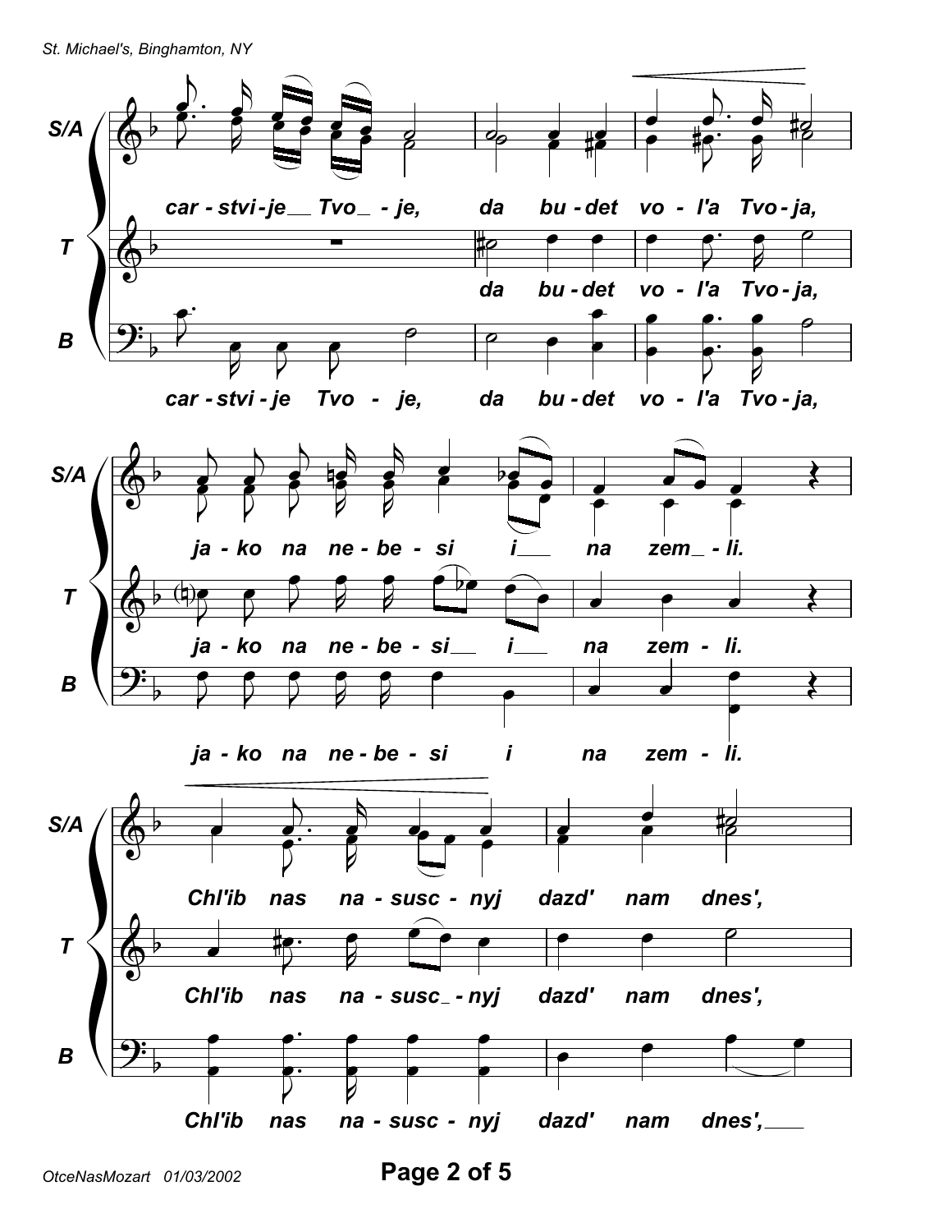S/A: car - stvi - je__ Tvo_ - je, da bu - det vo - l'a Tvo - ja,

T: da bu - det vo - l'a Tvo - ja,

B: car - stvi - je Tvo - je, da bu - det vo - l'a Tvo - ja,

S/A: ja - ko na ne - be - si i___ na zem_ - li.

T: ja - ko na ne - be - si__ i___ na zem - li.

B: ja - ko na ne - be - si i na zem - li.

S/A: Chl'ib nas na - susc - nyj dazd' nam dnes',

T: Chl'ib nas na - susc_ - nyj dazd' nam dnes',

B: Chl'ib nas na - susc - nyj dazd' nam dnes',___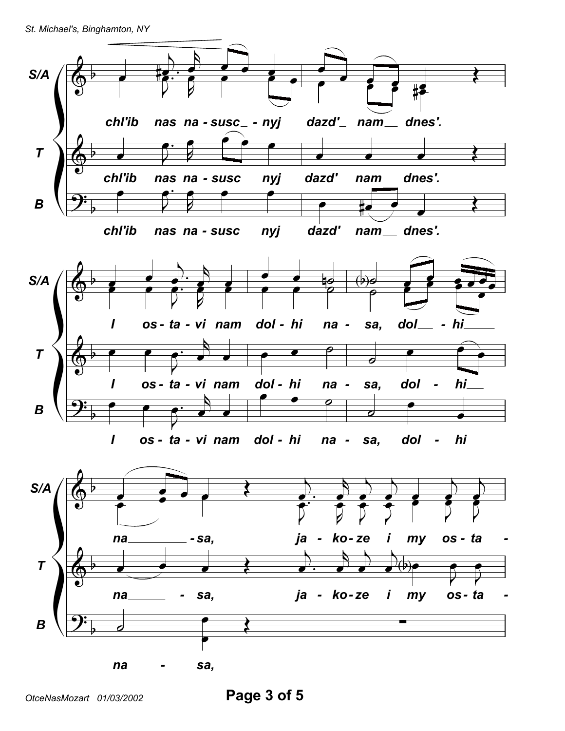**S/A**
chl'ib nas na - susc_ - nyj dazd'_ nam__ dnes'.

**T**
chl'ib nas na - susc_ nyj dazd' nam dnes'.

**B**
chl'ib nas na - susc nyj dazd' nam__ dnes'.

**S/A**
I os - ta - vi nam dol - hi na - sa, dol__ - hi____

**T**
I os - ta - vi nam dol - hi na - sa, dol - hi__

**B**
I os - ta - vi nam dol - hi na - sa, dol - hi

**S/A**
na________ - sa, ja - ko - ze i my os - ta -

**T**
na_____ - sa, ja - ko - ze i my os - ta -

**B**
na - sa,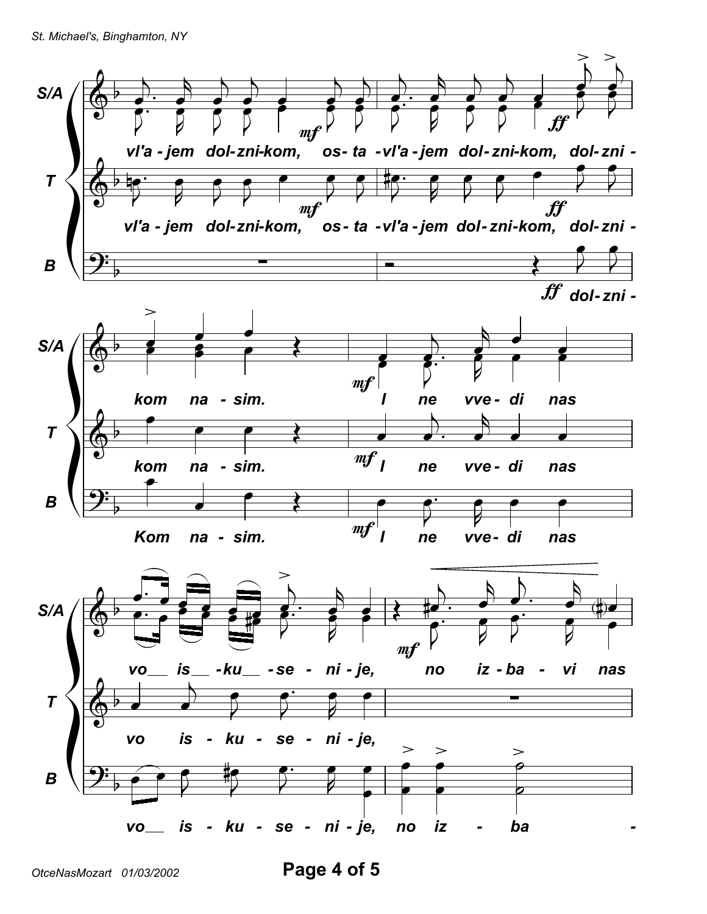S/A: vl'a - jem dol - zni - kom, os - ta - vl'a - jem dol - zni - kom, dol - zni -

T: vl'a - jem dol - zni - kom, os - ta - vl'a - jem dol - zni - kom, dol - zni -

B: dol - zni -

S/A: kom na - sim. I ne vve - di nas

T: kom na - sim. I ne vve - di nas

B: Kom na - sim. I ne vve - di nas

S/A: vo__ is__ - ku__ - se - ni - je, no iz - ba - vi nas

T: vo is - ku - se - ni - je,

B: vo__ is - ku - se - ni - je, no iz - ba -